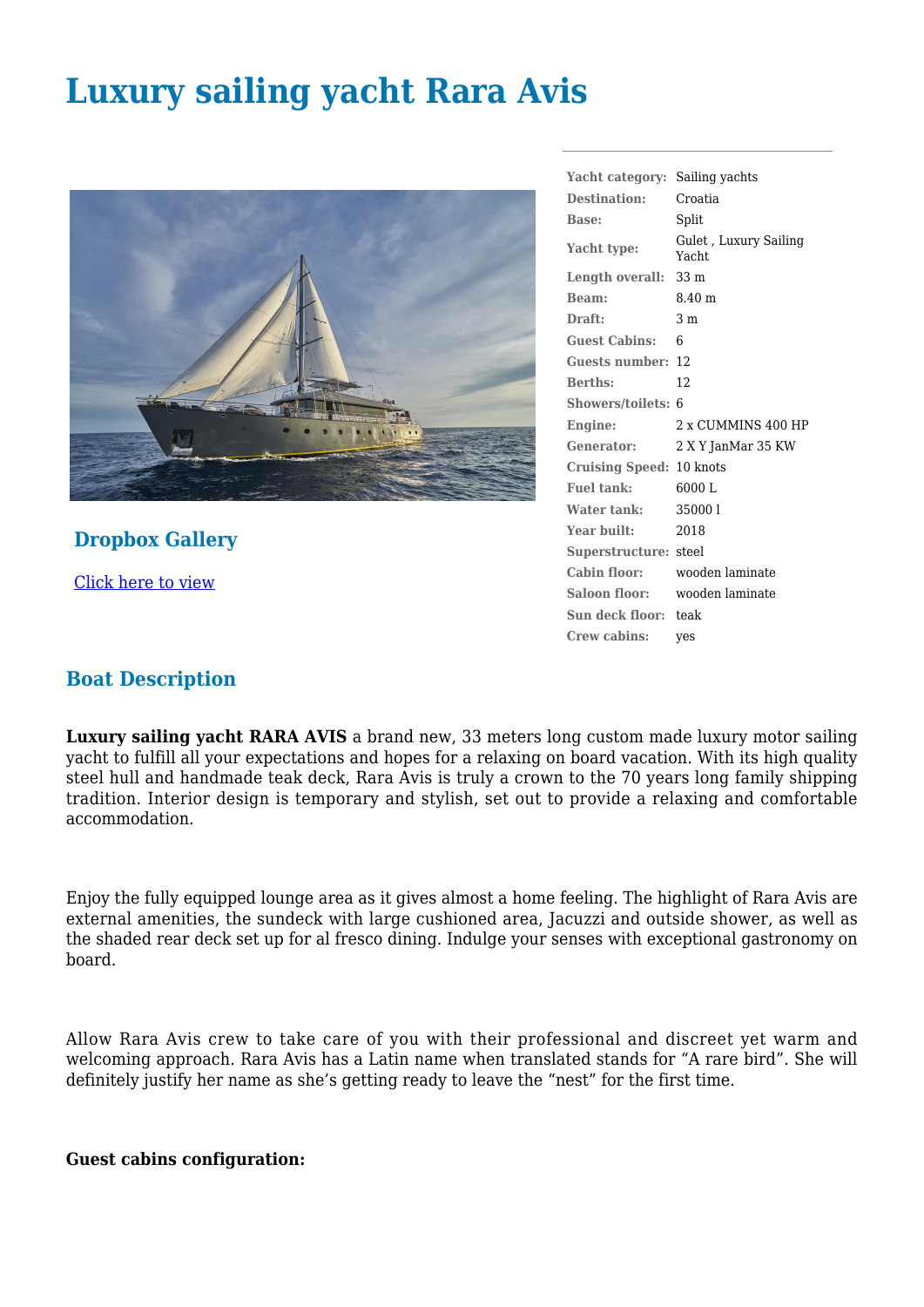# Luxury sailing yacht Rara Avis

## Dropbox Gallery

[Click here to view]

| | |
|---|---|
| **Yacht category:** | Sailing yachts |
| **Destination:** | Croatia |
| **Base:** | Split |
| **Yacht type:** | Gulet , Luxury Sailing Yacht |
| **Length overall:** | 33 m |
| **Beam:** | 8.40 m |
| **Draft:** | 3 m |
| **Guest Cabins:** | 6 |
| **Guests number:** | 12 |
| **Berths:** | 12 |
| **Showers/toilets:** | 6 |
| **Engine:** | 2 x CUMMINS 400 HP |
| **Generator:** | 2 X Y JanMar 35 KW |
| **Cruising Speed:** | 10 knots |
| **Fuel tank:** | 6000 L |
| **Water tank:** | 35000 l |
| **Year built:** | 2018 |
| **Superstructure:** | steel |
| **Cabin floor:** | wooden laminate |
| **Saloon floor:** | wooden laminate |
| **Sun deck floor:** | teak |
| **Crew cabins:** | yes |

## Boat Description

**Luxury sailing yacht RARA AVIS** a brand new, 33 meters long custom made luxury motor sailing yacht to fulfill all your expectations and hopes for a relaxing on board vacation. With its high quality steel hull and handmade teak deck, Rara Avis is truly a crown to the 70 years long family shipping tradition. Interior design is temporary and stylish, set out to provide a relaxing and comfortable accommodation.

Enjoy the fully equipped lounge area as it gives almost a home feeling. The highlight of Rara Avis are external amenities, the sundeck with large cushioned area, Jacuzzi and outside shower, as well as the shaded rear deck set up for al fresco dining. Indulge your senses with exceptional gastronomy on board.

Allow Rara Avis crew to take care of you with their professional and discreet yet warm and welcoming approach. Rara Avis has a Latin name when translated stands for "A rare bird". She will definitely justify her name as she's getting ready to leave the "nest" for the first time.

**Guest cabins configuration:**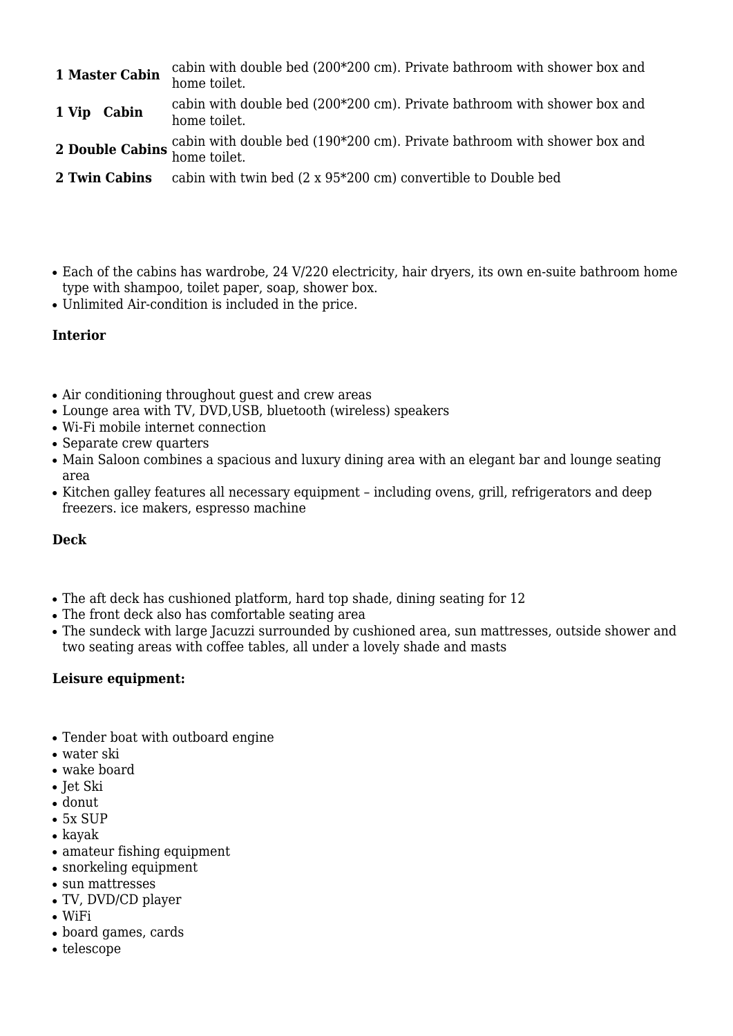| | |
|---|---|
| **1 Master Cabin** | cabin with double bed (200*200 cm). Private bathroom with shower box and home toilet. |
| **1 Vip Cabin** | cabin with double bed (200*200 cm). Private bathroom with shower box and home toilet. |
| **2 Double Cabins** | cabin with double bed (190*200 cm). Private bathroom with shower box and home toilet. |
| **2 Twin Cabins** | cabin with twin bed (2 x 95*200 cm) convertible to Double bed |

- Each of the cabins has wardrobe, 24 V/220 electricity, hair dryers, its own en-suite bathroom home type with shampoo, toilet paper, soap, shower box.
- Unlimited Air-condition is included in the price.

**Interior**

- Air conditioning throughout guest and crew areas
- Lounge area with TV, DVD,USB, bluetooth (wireless) speakers
- Wi-Fi mobile internet connection
- Separate crew quarters
- Main Saloon combines a spacious and luxury dining area with an elegant bar and lounge seating area
- Kitchen galley features all necessary equipment – including ovens, grill, refrigerators and deep freezers. ice makers, espresso machine

**Deck**

- The aft deck has cushioned platform, hard top shade, dining seating for 12
- The front deck also has comfortable seating area
- The sundeck with large Jacuzzi surrounded by cushioned area, sun mattresses, outside shower and two seating areas with coffee tables, all under a lovely shade and masts

**Leisure equipment:**

- Tender boat with outboard engine
- water ski
- wake board
- Jet Ski
- donut
- 5x SUP
- kayak
- amateur fishing equipment
- snorkeling equipment
- sun mattresses
- TV, DVD/CD player
- WiFi
- board games, cards
- telescope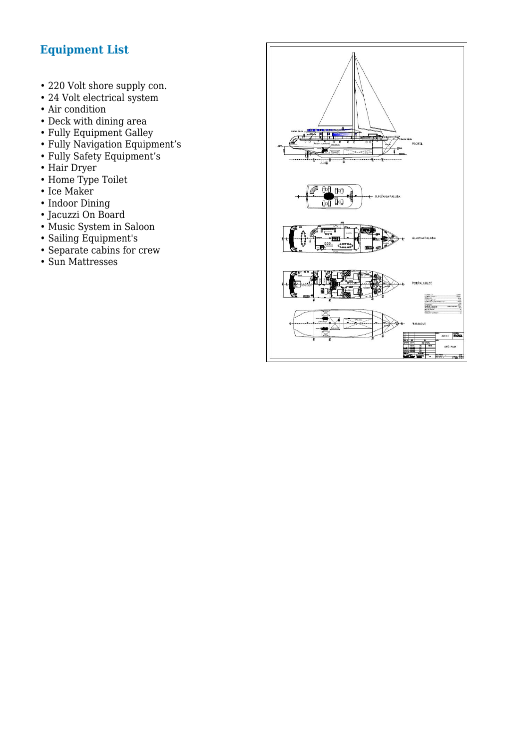## Equipment List

- 220 Volt shore supply con.
- 24 Volt electrical system
- Air condition
- Deck with dining area
- Fully Equipment Galley
- Fully Navigation Equipment’s
- Fully Safety Equipment’s
- Hair Dryer
- Home Type Toilet
- Ice Maker
- Indoor Dining
- Jacuzzi On Board
- Music System in Saloon
- Sailing Equipment's
- Separate cabins for crew
- Sun Mattresses